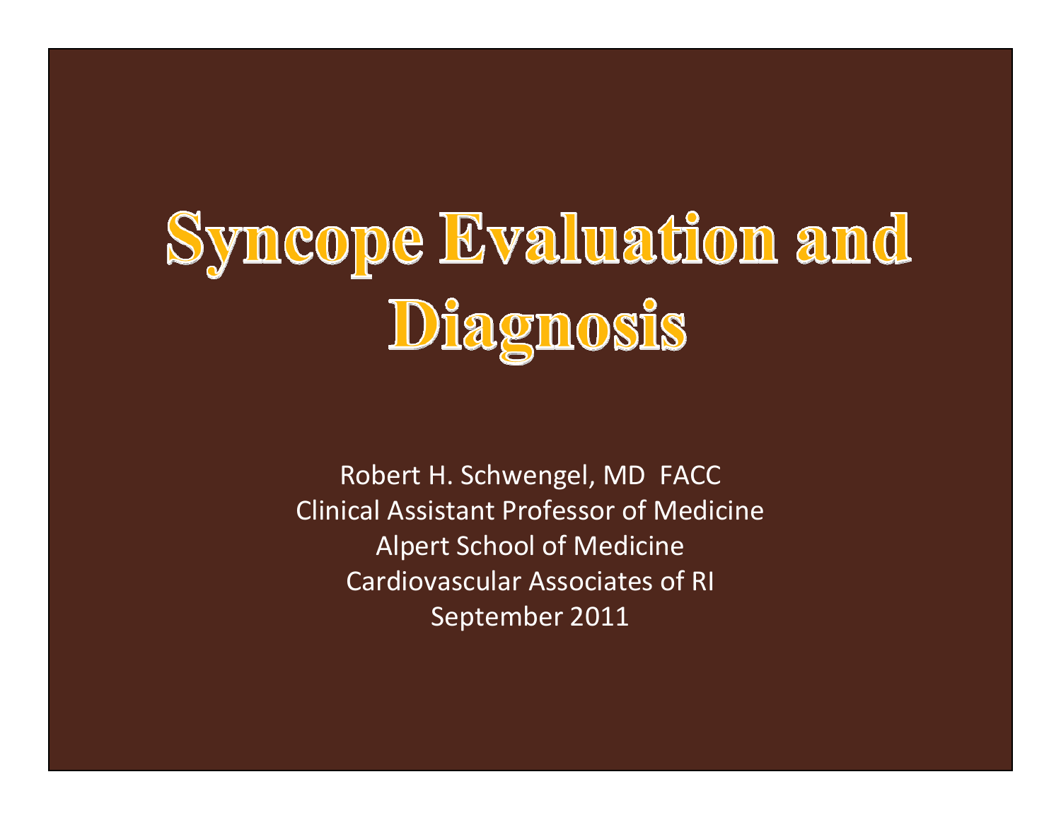# Syncope Evaluation and Diagnosis

Robert H. Schwengel, MD FACC
Clinical Assistant Professor of Medicine
Alpert School of Medicine
Cardiovascular Associates of RI
September 2011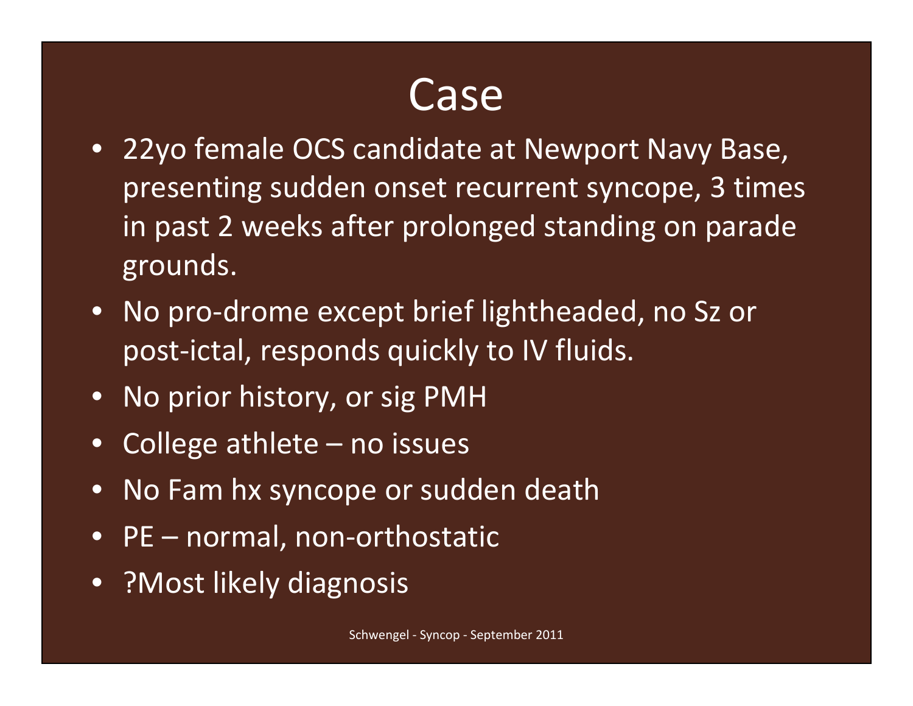# Case

- 22yo female OCS candidate at Newport Navy Base, presenting sudden onset recurrent syncope, 3 times in past 2 weeks after prolonged standing on parade grounds.
- No pro-drome except brief lightheaded, no Sz or post-ictal, responds quickly to IV fluids.
- No prior history, or sig PMH
- College athlete – no issues
- No Fam hx syncope or sudden death
- PE – normal, non-orthostatic
- ?Most likely diagnosis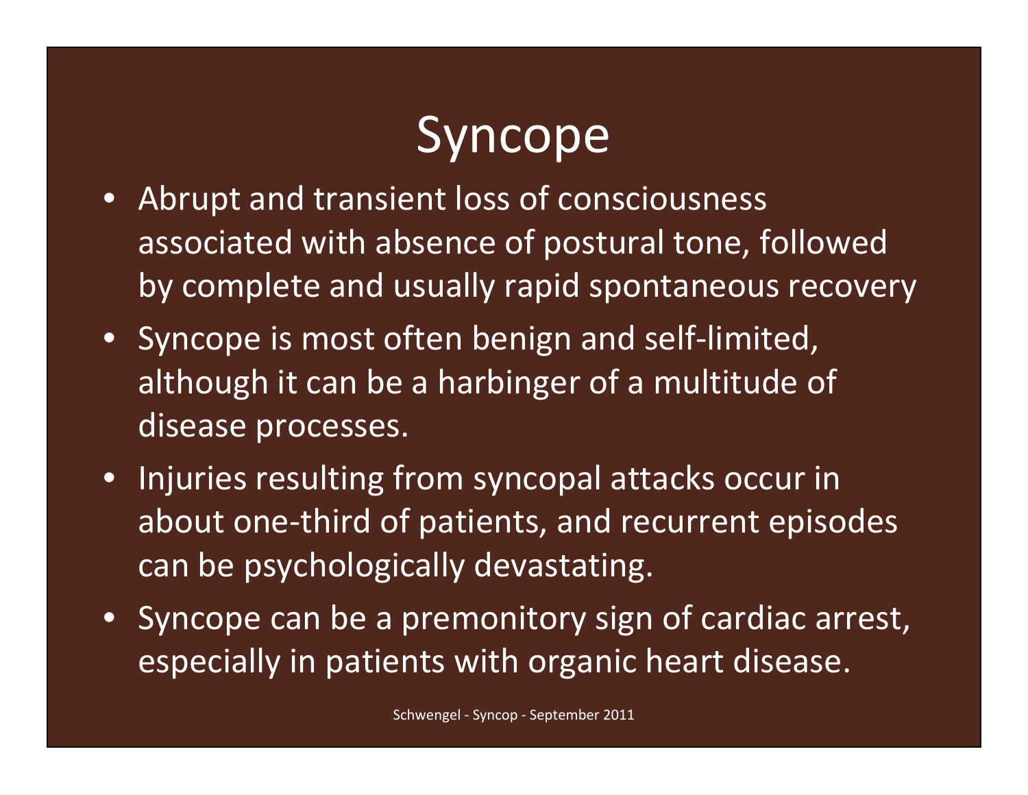# Syncope

- Abrupt and transient loss of consciousness associated with absence of postural tone, followed by complete and usually rapid spontaneous recovery
- Syncope is most often benign and self-limited, although it can be a harbinger of a multitude of disease processes.
- Injuries resulting from syncopal attacks occur in about one-third of patients, and recurrent episodes can be psychologically devastating.
- Syncope can be a premonitory sign of cardiac arrest, especially in patients with organic heart disease.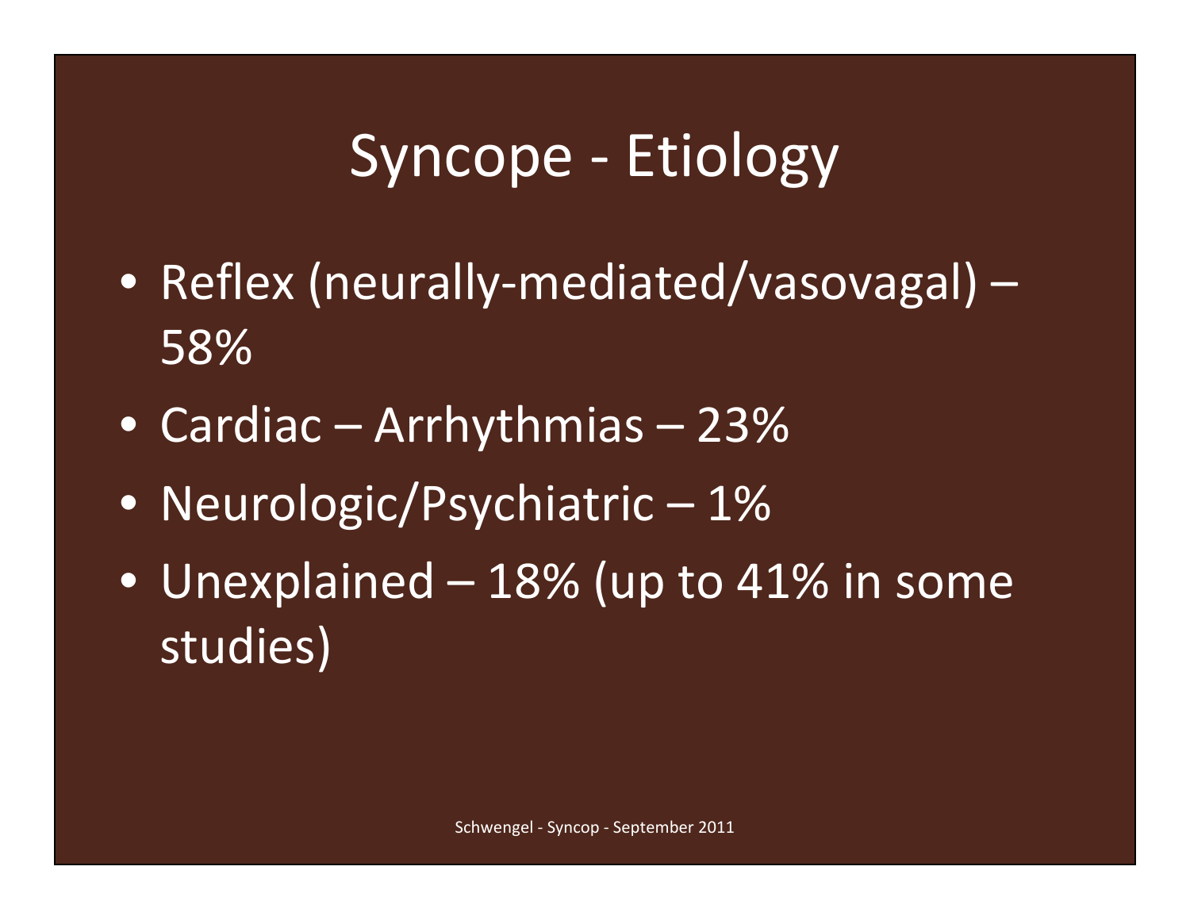# Syncope - Etiology

- Reflex (neurally-mediated/vasovagal) – 58%
- Cardiac – Arrhythmias – 23%
- Neurologic/Psychiatric – 1%
- Unexplained – 18% (up to 41% in some studies)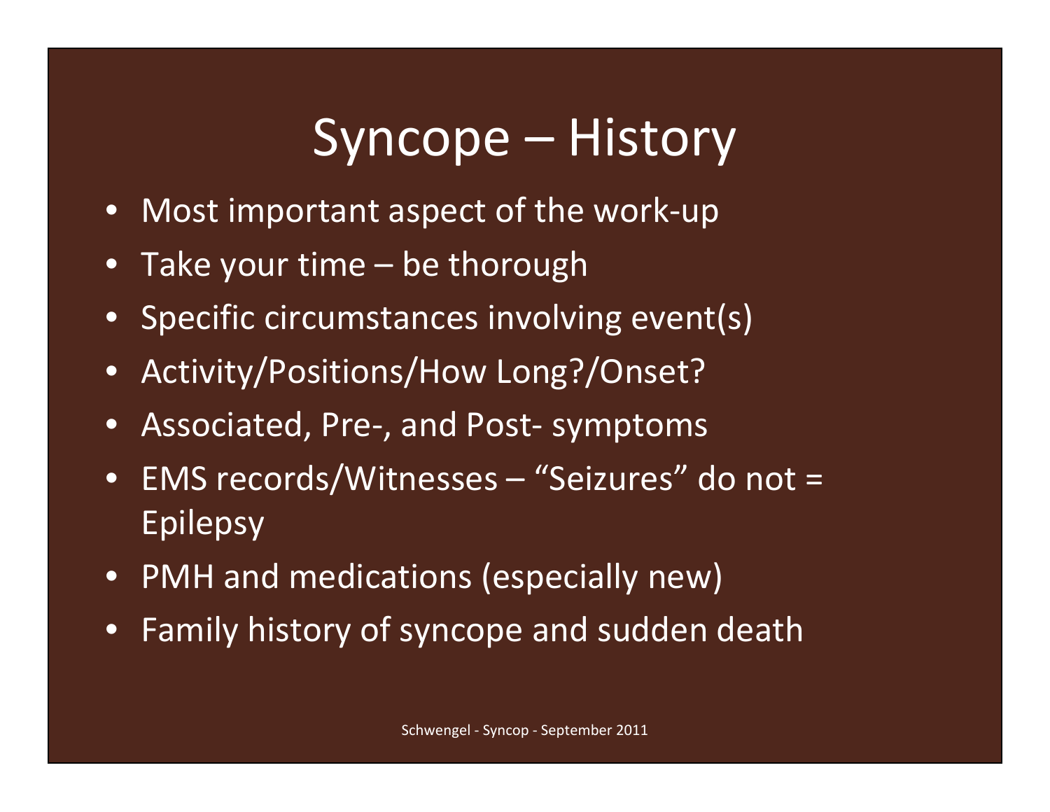# Syncope – History

- Most important aspect of the work-up
- Take your time – be thorough
- Specific circumstances involving event(s)
- Activity/Positions/How Long?/Onset?
- Associated, Pre-, and Post- symptoms
- EMS records/Witnesses – "Seizures" do not = Epilepsy
- PMH and medications (especially new)
- Family history of syncope and sudden death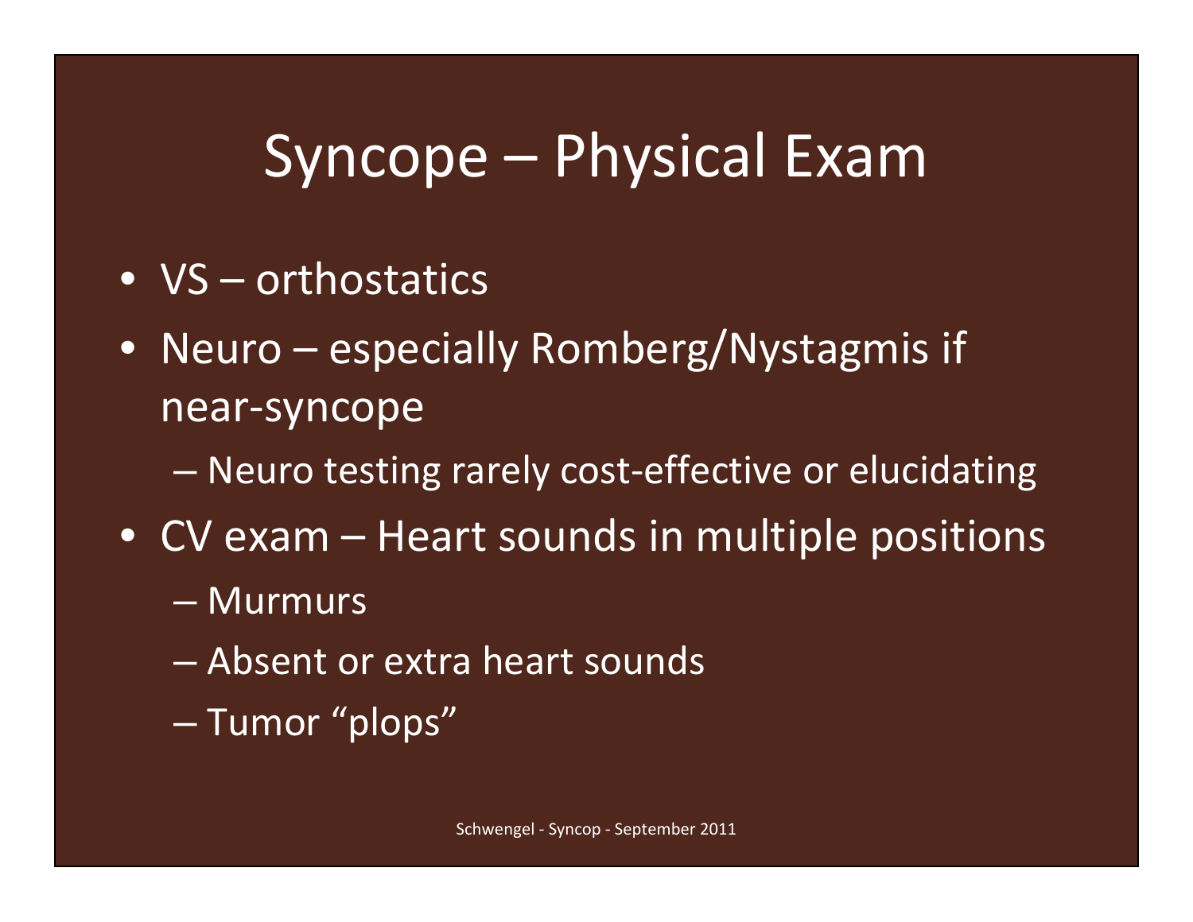# Syncope – Physical Exam

- VS – orthostatics
- Neuro – especially Romberg/Nystagmis if near-syncope
  - Neuro testing rarely cost-effective or elucidating
- CV exam – Heart sounds in multiple positions
  - Murmurs
  - Absent or extra heart sounds
  - Tumor "plops"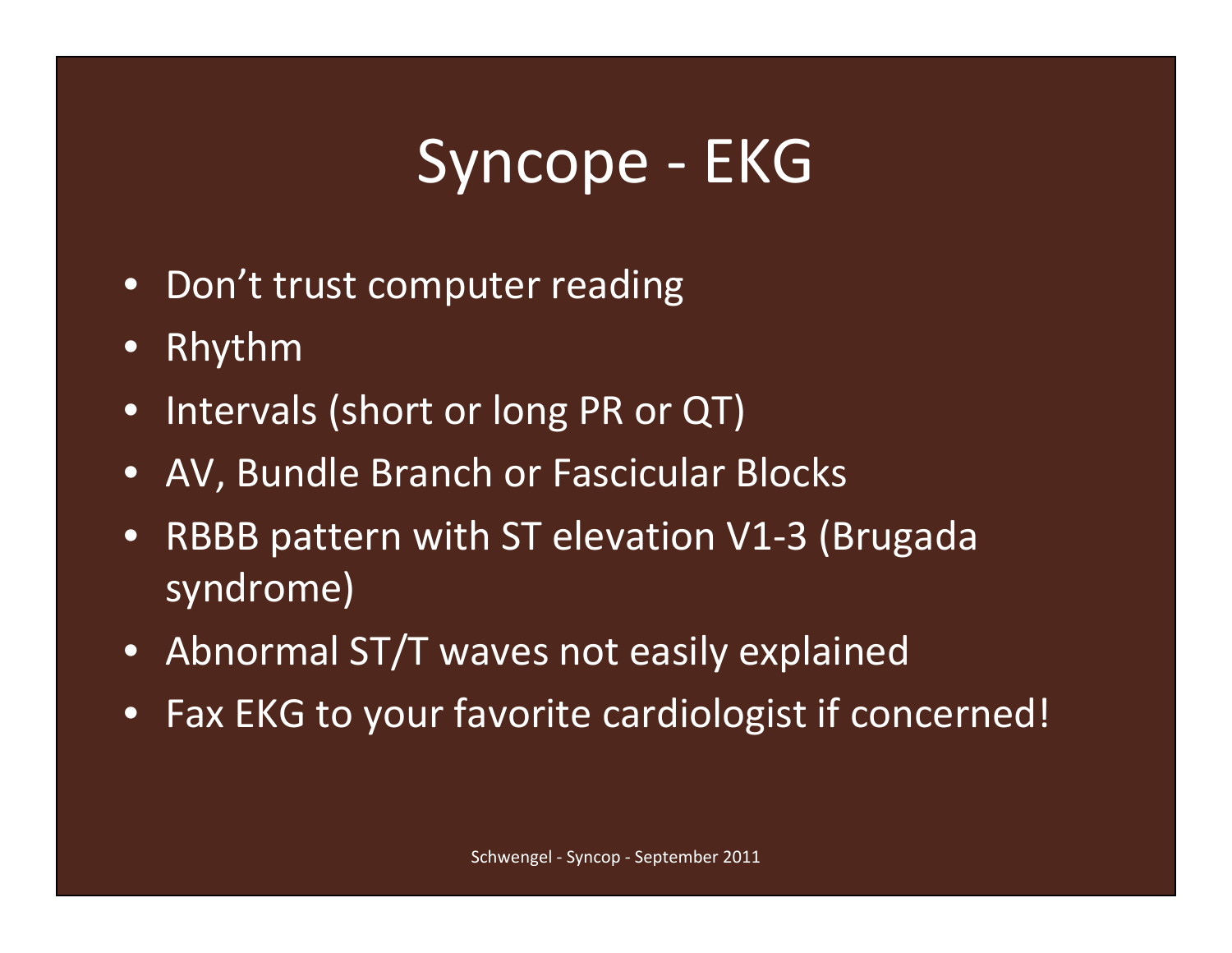# Syncope - EKG

- Don't trust computer reading
- Rhythm
- Intervals (short or long PR or QT)
- AV, Bundle Branch or Fascicular Blocks
- RBBB pattern with ST elevation V1-3 (Brugada syndrome)
- Abnormal ST/T waves not easily explained
- Fax EKG to your favorite cardiologist if concerned!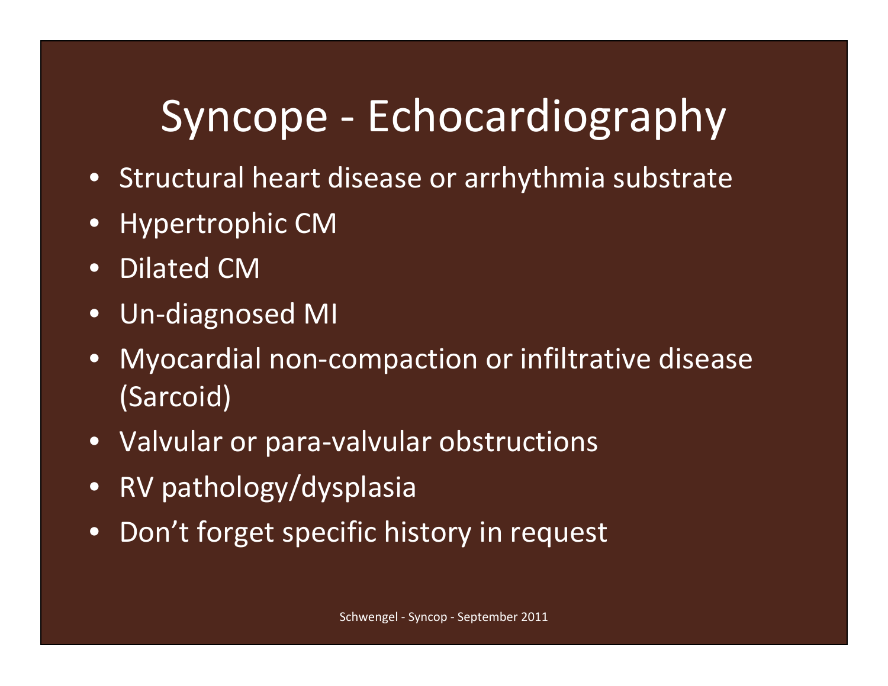# Syncope - Echocardiography

- Structural heart disease or arrhythmia substrate
- Hypertrophic CM
- Dilated CM
- Un-diagnosed MI
- Myocardial non-compaction or infiltrative disease (Sarcoid)
- Valvular or para-valvular obstructions
- RV pathology/dysplasia
- Don't forget specific history in request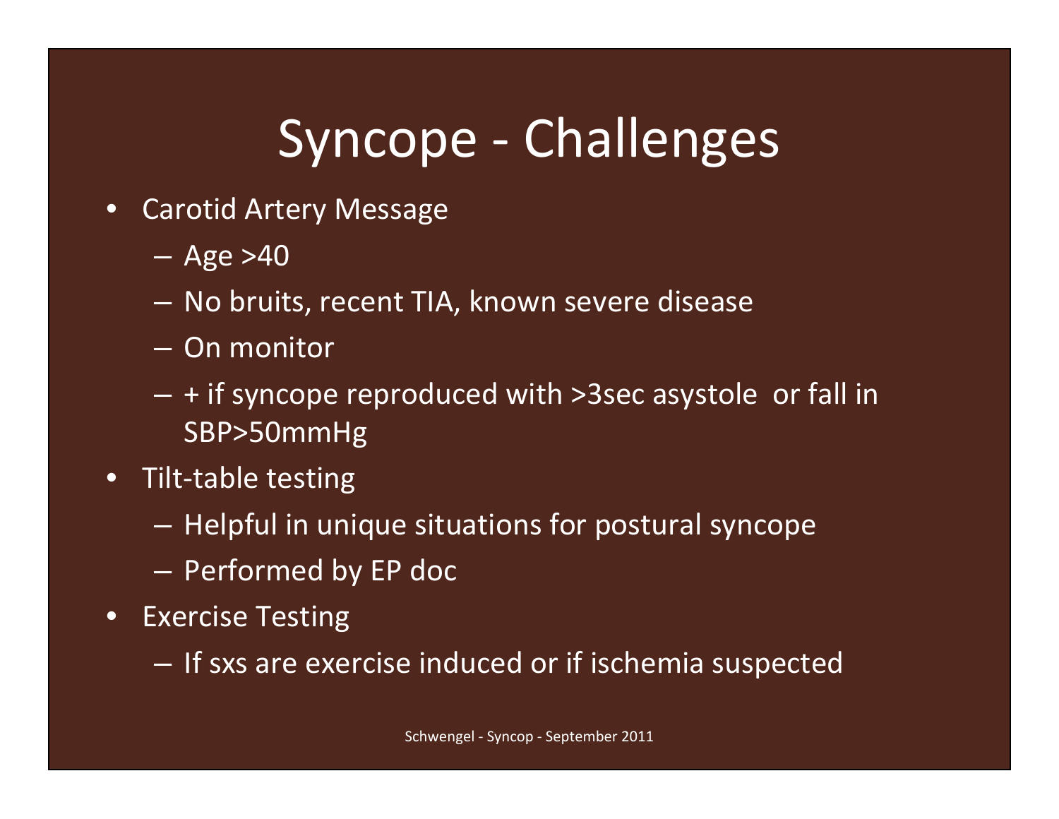# Syncope - Challenges

- Carotid Artery Message
  - Age >40
  - No bruits, recent TIA, known severe disease
  - On monitor
  - + if syncope reproduced with >3sec asystole or fall in SBP>50mmHg
- Tilt-table testing
  - Helpful in unique situations for postural syncope
  - Performed by EP doc
- Exercise Testing
  - If sxs are exercise induced or if ischemia suspected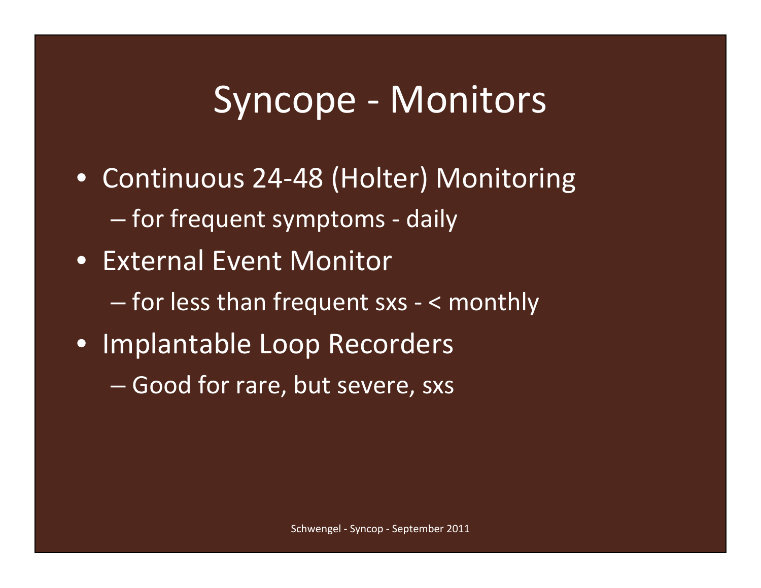# Syncope - Monitors

- Continuous 24-48 (Holter) Monitoring
  - for frequent symptoms - daily
- External Event Monitor
  - for less than frequent sxs - < monthly
- Implantable Loop Recorders
  - Good for rare, but severe, sxs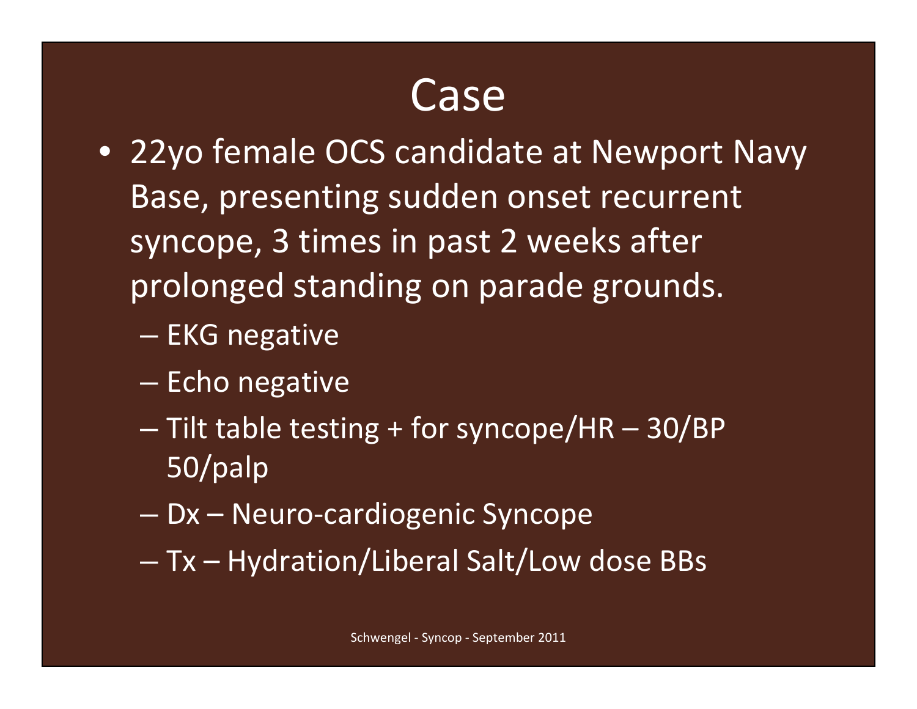# Case

- 22yo female OCS candidate at Newport Navy Base, presenting sudden onset recurrent syncope, 3 times in past 2 weeks after prolonged standing on parade grounds.
  - EKG negative
  - Echo negative
  - Tilt table testing + for syncope/HR – 30/BP 50/palp
  - Dx – Neuro-cardiogenic Syncope
  - Tx – Hydration/Liberal Salt/Low dose BBs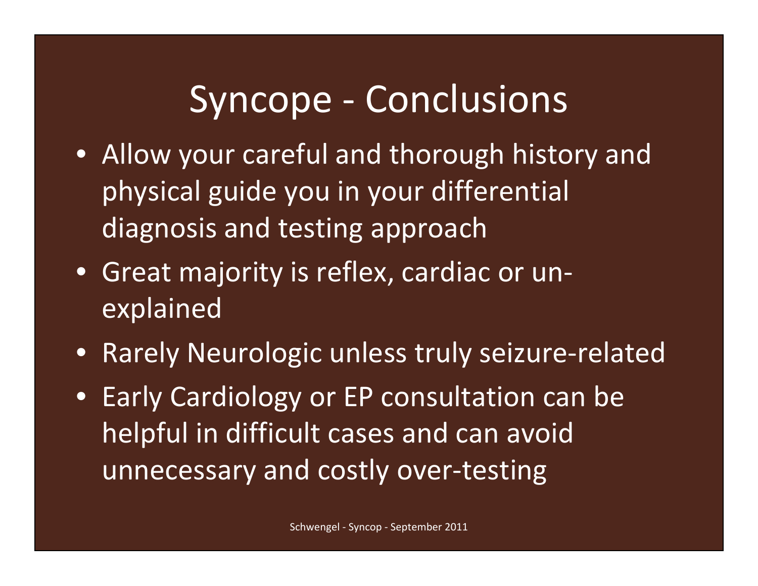# Syncope - Conclusions

- Allow your careful and thorough history and physical guide you in your differential diagnosis and testing approach
- Great majority is reflex, cardiac or un-explained
- Rarely Neurologic unless truly seizure-related
- Early Cardiology or EP consultation can be helpful in difficult cases and can avoid unnecessary and costly over-testing